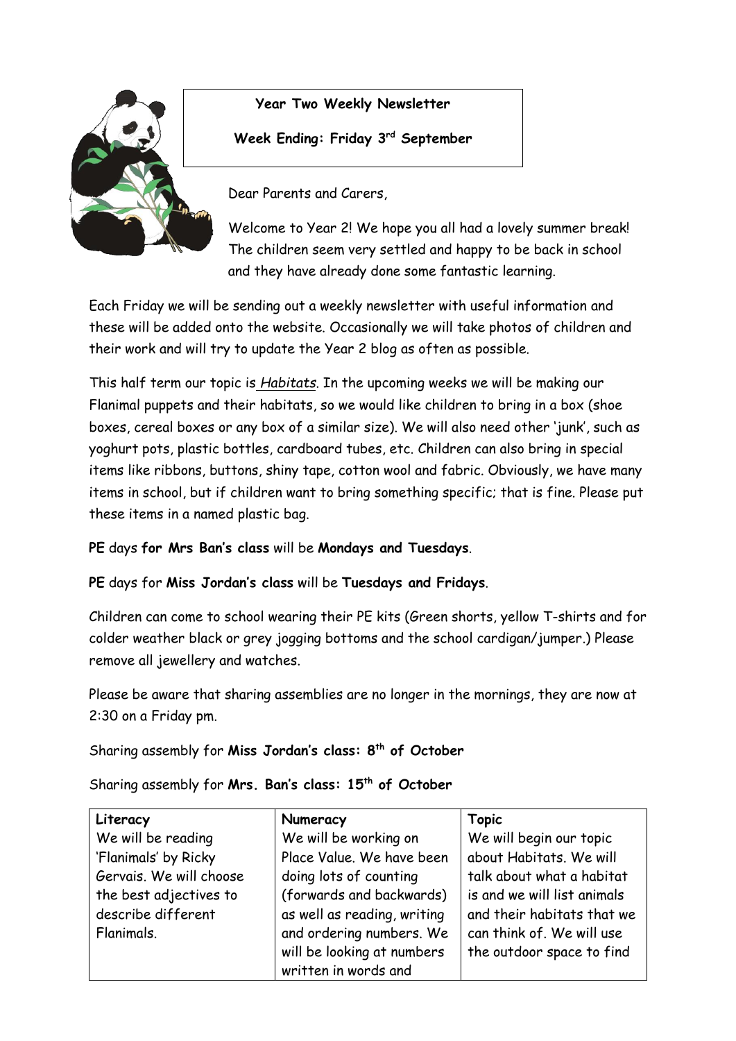**Year Two Weekly Newsletter**

**Week Ending: Friday 3rd September**

Dear Parents and Carers,

Welcome to Year 2! We hope you all had a lovely summer break! The children seem very settled and happy to be back in school and they have already done some fantastic learning.

Each Friday we will be sending out a weekly newsletter with useful information and these will be added onto the website. Occasionally we will take photos of children and their work and will try to update the Year 2 blog as often as possible.

This half term our topic is *Habitats*. In the upcoming weeks we will be making our Flanimal puppets and their habitats, so we would like children to bring in a box (shoe boxes, cereal boxes or any box of a similar size). We will also need other 'junk', such as yoghurt pots, plastic bottles, cardboard tubes, etc. Children can also bring in special items like ribbons, buttons, shiny tape, cotton wool and fabric. Obviously, we have many items in school, but if children want to bring something specific; that is fine. Please put these items in a named plastic bag.

**PE** days **for Mrs Ban's class** will be **Mondays and Tuesdays**.

**PE** days for **Miss Jordan's class** will be **Tuesdays and Fridays**.

Children can come to school wearing their PE kits (Green shorts, yellow T-shirts and for colder weather black or grey jogging bottoms and the school cardigan/jumper.) Please remove all jewellery and watches.

Please be aware that sharing assemblies are no longer in the mornings, they are now at 2:30 on a Friday pm.

Sharing assembly for **Miss Jordan's class: 8th of October**

Sharing assembly for **Mrs. Ban's class: 15th of October**

| Literacy | Numeracy | Topic |
| --- | --- | --- |
| We will be reading 'Flanimals' by Ricky Gervais. We will choose the best adjectives to describe different Flanimals. | We will be working on Place Value. We have been doing lots of counting (forwards and backwards) as well as reading, writing and ordering numbers. We will be looking at numbers written in words and | We will begin our topic about Habitats. We will talk about what a habitat is and we will list animals and their habitats that we can think of. We will use the outdoor space to find |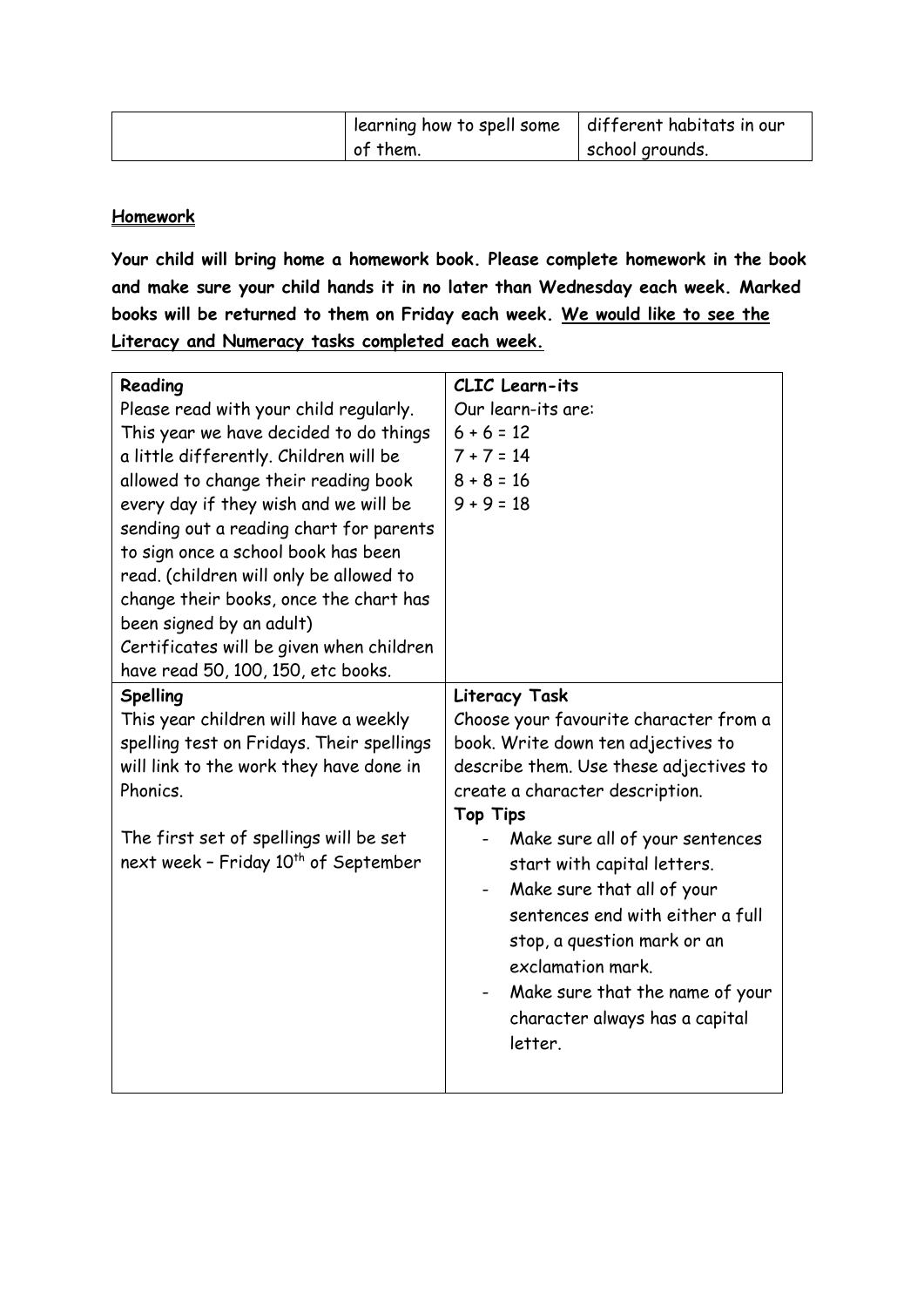| | learning how to spell some of them. | different habitats in our school grounds. |
|---|---|---|

**Homework**

**Your child will bring home a homework book. Please complete homework in the book and make sure your child hands it in no later than Wednesday each week. Marked books will be returned to them on Friday each week. <u>We would like to see the Literacy and Numeracy tasks completed each week.</u>**

| **Reading**<br>Please read with your child regularly. This year we have decided to do things a little differently. Children will be allowed to change their reading book every day if they wish and we will be sending out a reading chart for parents to sign once a school book has been read. (children will only be allowed to change their books, once the chart has been signed by an adult)<br>Certificates will be given when children have read 50, 100, 150, etc books. | **CLIC Learn-its**<br>Our learn-its are:<br>6 + 6 = 12<br>7 + 7 = 14<br>8 + 8 = 16<br>9 + 9 = 18 |
|---|---|
| **Spelling**<br>This year children will have a weekly spelling test on Fridays. Their spellings will link to the work they have done in Phonics.<br><br>The first set of spellings will be set next week – Friday 10th of September | **Literacy Task**<br>Choose your favourite character from a book. Write down ten adjectives to describe them. Use these adjectives to create a character description.<br>**Top Tips**<br>- Make sure all of your sentences start with capital letters.<br>- Make sure that all of your sentences end with either a full stop, a question mark or an exclamation mark.<br>- Make sure that the name of your character always has a capital letter. |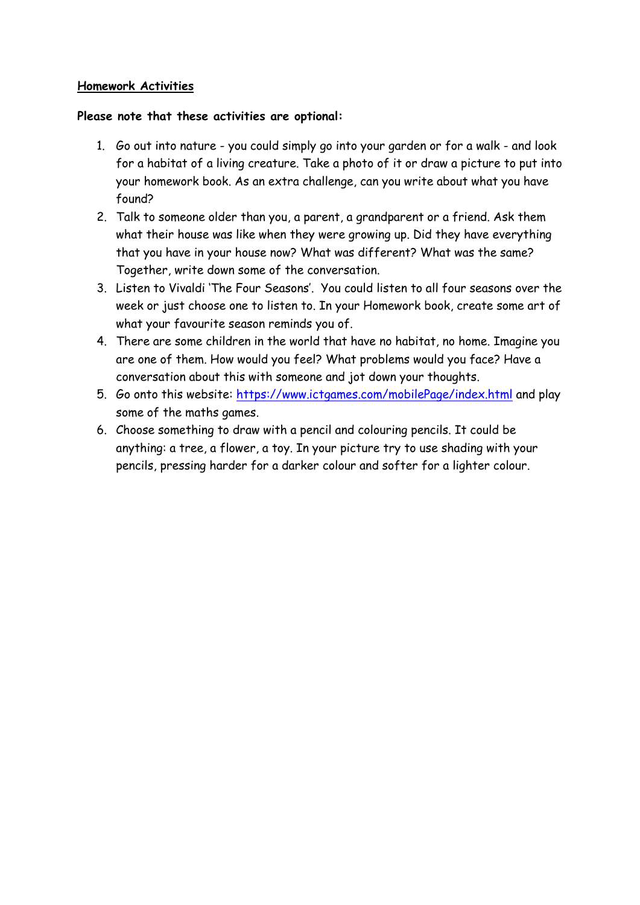## Homework Activities

**Please note that these activities are optional:**

1. Go out into nature - you could simply go into your garden or for a walk - and look for a habitat of a living creature. Take a photo of it or draw a picture to put into your homework book. As an extra challenge, can you write about what you have found?
2. Talk to someone older than you, a parent, a grandparent or a friend. Ask them what their house was like when they were growing up. Did they have everything that you have in your house now? What was different? What was the same? Together, write down some of the conversation.
3. Listen to Vivaldi 'The Four Seasons'. You could listen to all four seasons over the week or just choose one to listen to. In your Homework book, create some art of what your favourite season reminds you of.
4. There are some children in the world that have no habitat, no home. Imagine you are one of them. How would you feel? What problems would you face? Have a conversation about this with someone and jot down your thoughts.
5. Go onto this website: https://www.ictgames.com/mobilePage/index.html and play some of the maths games.
6. Choose something to draw with a pencil and colouring pencils. It could be anything: a tree, a flower, a toy. In your picture try to use shading with your pencils, pressing harder for a darker colour and softer for a lighter colour.